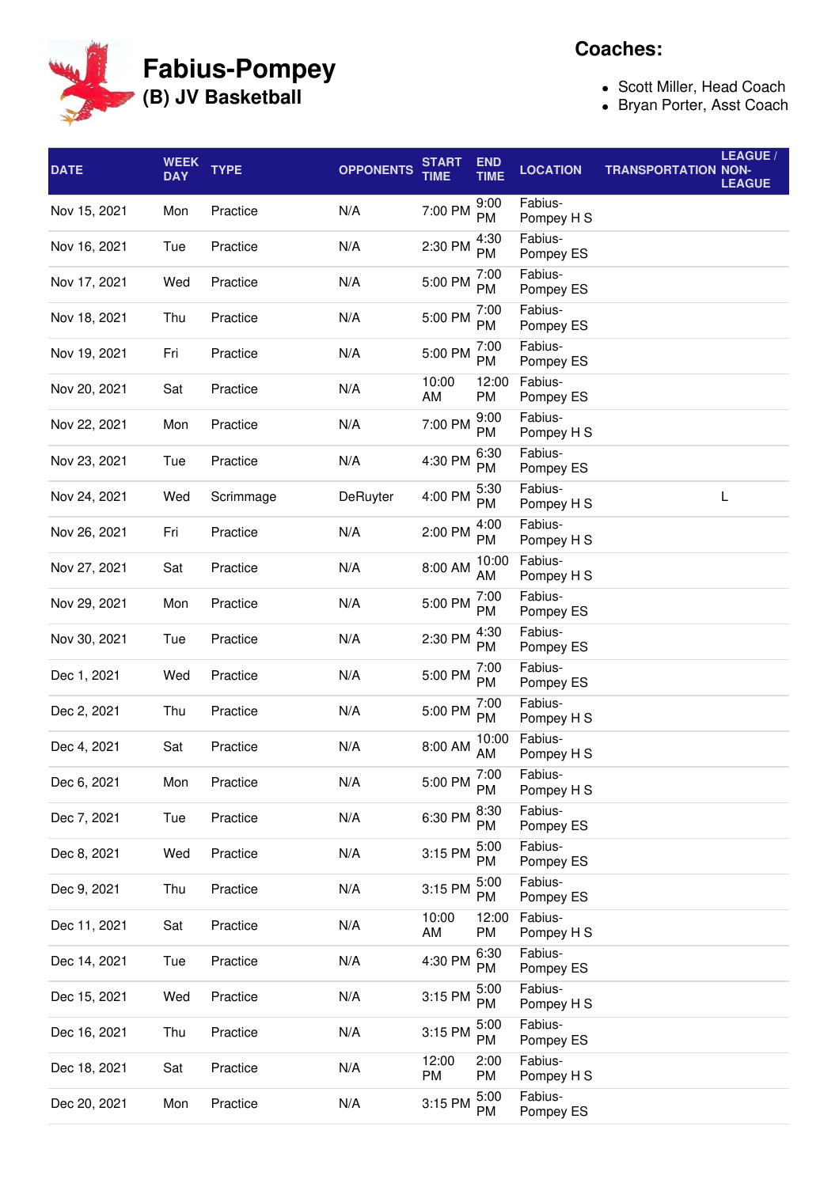# Fabius-Pompey

## (B) JV Basketball

**Coaches:**

- Scott Miller, Head Coach
- Bryan Porter, Asst Coach

| DATE | WEEK DAY | TYPE | OPPONENTS | START TIME | END TIME | LOCATION | TRANSPORTATION | LEAGUE / NON-LEAGUE |
|---|---|---|---|---|---|---|---|---|
| Nov 15, 2021 | Mon | Practice | N/A | 7:00 PM | 9:00 PM | Fabius-Pompey H S | | |
| Nov 16, 2021 | Tue | Practice | N/A | 2:30 PM | 4:30 PM | Fabius-Pompey ES | | |
| Nov 17, 2021 | Wed | Practice | N/A | 5:00 PM | 7:00 PM | Fabius-Pompey ES | | |
| Nov 18, 2021 | Thu | Practice | N/A | 5:00 PM | 7:00 PM | Fabius-Pompey ES | | |
| Nov 19, 2021 | Fri | Practice | N/A | 5:00 PM | 7:00 PM | Fabius-Pompey ES | | |
| Nov 20, 2021 | Sat | Practice | N/A | 10:00 AM | 12:00 PM | Fabius-Pompey ES | | |
| Nov 22, 2021 | Mon | Practice | N/A | 7:00 PM | 9:00 PM | Fabius-Pompey H S | | |
| Nov 23, 2021 | Tue | Practice | N/A | 4:30 PM | 6:30 PM | Fabius-Pompey ES | | |
| Nov 24, 2021 | Wed | Scrimmage | DeRuyter | 4:00 PM | 5:30 PM | Fabius-Pompey H S | | L |
| Nov 26, 2021 | Fri | Practice | N/A | 2:00 PM | 4:00 PM | Fabius-Pompey H S | | |
| Nov 27, 2021 | Sat | Practice | N/A | 8:00 AM | 10:00 AM | Fabius-Pompey H S | | |
| Nov 29, 2021 | Mon | Practice | N/A | 5:00 PM | 7:00 PM | Fabius-Pompey ES | | |
| Nov 30, 2021 | Tue | Practice | N/A | 2:30 PM | 4:30 PM | Fabius-Pompey ES | | |
| Dec 1, 2021 | Wed | Practice | N/A | 5:00 PM | 7:00 PM | Fabius-Pompey ES | | |
| Dec 2, 2021 | Thu | Practice | N/A | 5:00 PM | 7:00 PM | Fabius-Pompey H S | | |
| Dec 4, 2021 | Sat | Practice | N/A | 8:00 AM | 10:00 AM | Fabius-Pompey H S | | |
| Dec 6, 2021 | Mon | Practice | N/A | 5:00 PM | 7:00 PM | Fabius-Pompey H S | | |
| Dec 7, 2021 | Tue | Practice | N/A | 6:30 PM | 8:30 PM | Fabius-Pompey ES | | |
| Dec 8, 2021 | Wed | Practice | N/A | 3:15 PM | 5:00 PM | Fabius-Pompey ES | | |
| Dec 9, 2021 | Thu | Practice | N/A | 3:15 PM | 5:00 PM | Fabius-Pompey ES | | |
| Dec 11, 2021 | Sat | Practice | N/A | 10:00 AM | 12:00 PM | Fabius-Pompey H S | | |
| Dec 14, 2021 | Tue | Practice | N/A | 4:30 PM | 6:30 PM | Fabius-Pompey ES | | |
| Dec 15, 2021 | Wed | Practice | N/A | 3:15 PM | 5:00 PM | Fabius-Pompey H S | | |
| Dec 16, 2021 | Thu | Practice | N/A | 3:15 PM | 5:00 PM | Fabius-Pompey ES | | |
| Dec 18, 2021 | Sat | Practice | N/A | 12:00 PM | 2:00 PM | Fabius-Pompey H S | | |
| Dec 20, 2021 | Mon | Practice | N/A | 3:15 PM | 5:00 PM | Fabius-Pompey ES | | |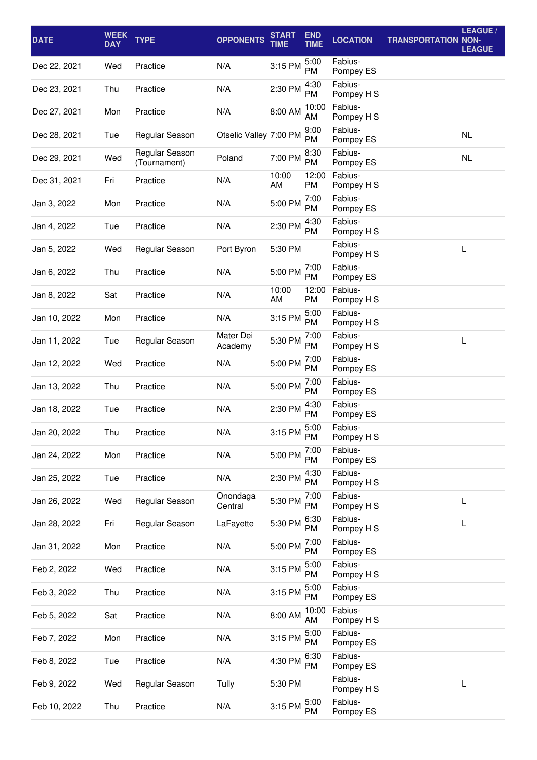| DATE | WEEK DAY | TYPE | OPPONENTS | START TIME | END TIME | LOCATION | TRANSPORTATION | LEAGUE / NON-LEAGUE |
|---|---|---|---|---|---|---|---|---|
| Dec 22, 2021 | Wed | Practice | N/A | 3:15 PM | 5:00 PM | Fabius-Pompey ES | | |
| Dec 23, 2021 | Thu | Practice | N/A | 2:30 PM | 4:30 PM | Fabius-Pompey H S | | |
| Dec 27, 2021 | Mon | Practice | N/A | 8:00 AM | 10:00 AM | Fabius-Pompey H S | | |
| Dec 28, 2021 | Tue | Regular Season | Otselic Valley | 7:00 PM | 9:00 PM | Fabius-Pompey ES | | NL |
| Dec 29, 2021 | Wed | Regular Season (Tournament) | Poland | 7:00 PM | 8:30 PM | Fabius-Pompey ES | | NL |
| Dec 31, 2021 | Fri | Practice | N/A | 10:00 AM | 12:00 PM | Fabius-Pompey H S | | |
| Jan 3, 2022 | Mon | Practice | N/A | 5:00 PM | 7:00 PM | Fabius-Pompey ES | | |
| Jan 4, 2022 | Tue | Practice | N/A | 2:30 PM | 4:30 PM | Fabius-Pompey H S | | |
| Jan 5, 2022 | Wed | Regular Season | Port Byron | 5:30 PM | | Fabius-Pompey H S | | L |
| Jan 6, 2022 | Thu | Practice | N/A | 5:00 PM | 7:00 PM | Fabius-Pompey ES | | |
| Jan 8, 2022 | Sat | Practice | N/A | 10:00 AM | 12:00 PM | Fabius-Pompey H S | | |
| Jan 10, 2022 | Mon | Practice | N/A | 3:15 PM | 5:00 PM | Fabius-Pompey H S | | |
| Jan 11, 2022 | Tue | Regular Season | Mater Dei Academy | 5:30 PM | 7:00 PM | Fabius-Pompey H S | | L |
| Jan 12, 2022 | Wed | Practice | N/A | 5:00 PM | 7:00 PM | Fabius-Pompey ES | | |
| Jan 13, 2022 | Thu | Practice | N/A | 5:00 PM | 7:00 PM | Fabius-Pompey ES | | |
| Jan 18, 2022 | Tue | Practice | N/A | 2:30 PM | 4:30 PM | Fabius-Pompey ES | | |
| Jan 20, 2022 | Thu | Practice | N/A | 3:15 PM | 5:00 PM | Fabius-Pompey H S | | |
| Jan 24, 2022 | Mon | Practice | N/A | 5:00 PM | 7:00 PM | Fabius-Pompey ES | | |
| Jan 25, 2022 | Tue | Practice | N/A | 2:30 PM | 4:30 PM | Fabius-Pompey H S | | |
| Jan 26, 2022 | Wed | Regular Season | Onondaga Central | 5:30 PM | 7:00 PM | Fabius-Pompey H S | | L |
| Jan 28, 2022 | Fri | Regular Season | LaFayette | 5:30 PM | 6:30 PM | Fabius-Pompey H S | | L |
| Jan 31, 2022 | Mon | Practice | N/A | 5:00 PM | 7:00 PM | Fabius-Pompey ES | | |
| Feb 2, 2022 | Wed | Practice | N/A | 3:15 PM | 5:00 PM | Fabius-Pompey H S | | |
| Feb 3, 2022 | Thu | Practice | N/A | 3:15 PM | 5:00 PM | Fabius-Pompey ES | | |
| Feb 5, 2022 | Sat | Practice | N/A | 8:00 AM | 10:00 AM | Fabius-Pompey H S | | |
| Feb 7, 2022 | Mon | Practice | N/A | 3:15 PM | 5:00 PM | Fabius-Pompey ES | | |
| Feb 8, 2022 | Tue | Practice | N/A | 4:30 PM | 6:30 PM | Fabius-Pompey ES | | |
| Feb 9, 2022 | Wed | Regular Season | Tully | 5:30 PM | | Fabius-Pompey H S | | L |
| Feb 10, 2022 | Thu | Practice | N/A | 3:15 PM | 5:00 PM | Fabius-Pompey ES | | |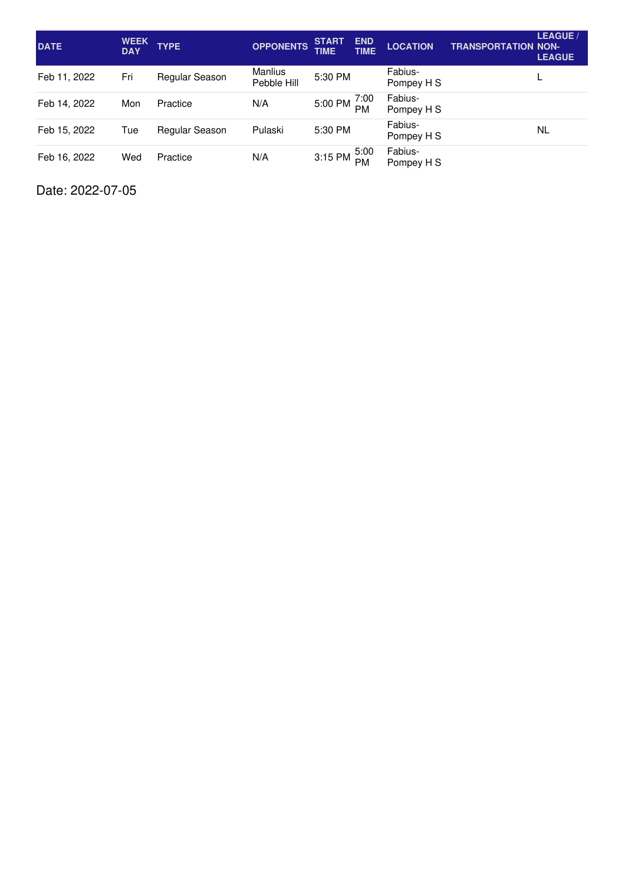| DATE | WEEK DAY | TYPE | OPPONENTS | START TIME | END TIME | LOCATION | TRANSPORTATION | LEAGUE / NON-LEAGUE |
|---|---|---|---|---|---|---|---|---|
| Feb 11, 2022 | Fri | Regular Season | Manlius Pebble Hill | 5:30 PM | | Fabius-Pompey H S | | L |
| Feb 14, 2022 | Mon | Practice | N/A | 5:00 PM | 7:00 PM | Fabius-Pompey H S | | |
| Feb 15, 2022 | Tue | Regular Season | Pulaski | 5:30 PM | | Fabius-Pompey H S | | NL |
| Feb 16, 2022 | Wed | Practice | N/A | 3:15 PM | 5:00 PM | Fabius-Pompey H S | | |

Date: 2022-07-05